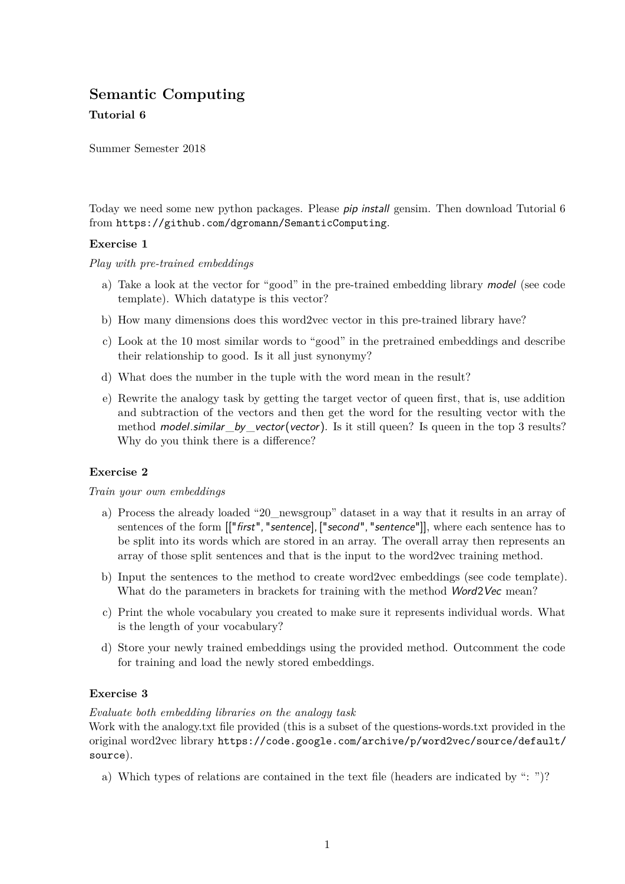# Semantic Computing

**Tutorial 6**

Summer Semester 2018

Today we need some new python packages. Please *pip install* gensim. Then download Tutorial 6 from `https://github.com/dgromann/SemanticComputing`.

### Exercise 1

*Play with pre-trained embeddings*

a) Take a look at the vector for "good" in the pre-trained embedding library *model* (see code template). Which datatype is this vector?

b) How many dimensions does this word2vec vector in this pre-trained library have?

c) Look at the 10 most similar words to "good" in the pretrained embeddings and describe their relationship to good. Is it all just synonymy?

d) What does the number in the tuple with the word mean in the result?

e) Rewrite the analogy task by getting the target vector of queen first, that is, use addition and subtraction of the vectors and then get the word for the resulting vector with the method *model.similar_by_vector(vector)*. Is it still queen? Is queen in the top 3 results? Why do you think there is a difference?

### Exercise 2

*Train your own embeddings*

a) Process the already loaded "20_newsgroup" dataset in a way that it results in an array of sentences of the form [["*first*", "*sentence*], ["*second*", "*sentence*"]], where each sentence has to be split into its words which are stored in an array. The overall array then represents an array of those split sentences and that is the input to the word2vec training method.

b) Input the sentences to the method to create word2vec embeddings (see code template). What do the parameters in brackets for training with the method *Word2Vec* mean?

c) Print the whole vocabulary you created to make sure it represents individual words. What is the length of your vocabulary?

d) Store your newly trained embeddings using the provided method. Outcomment the code for training and load the newly stored embeddings.

### Exercise 3

*Evaluate both embedding libraries on the analogy task*

Work with the analogy.txt file provided (this is a subset of the questions-words.txt provided in the original word2vec library `https://code.google.com/archive/p/word2vec/source/default/source`).

a) Which types of relations are contained in the text file (headers are indicated by ": ")?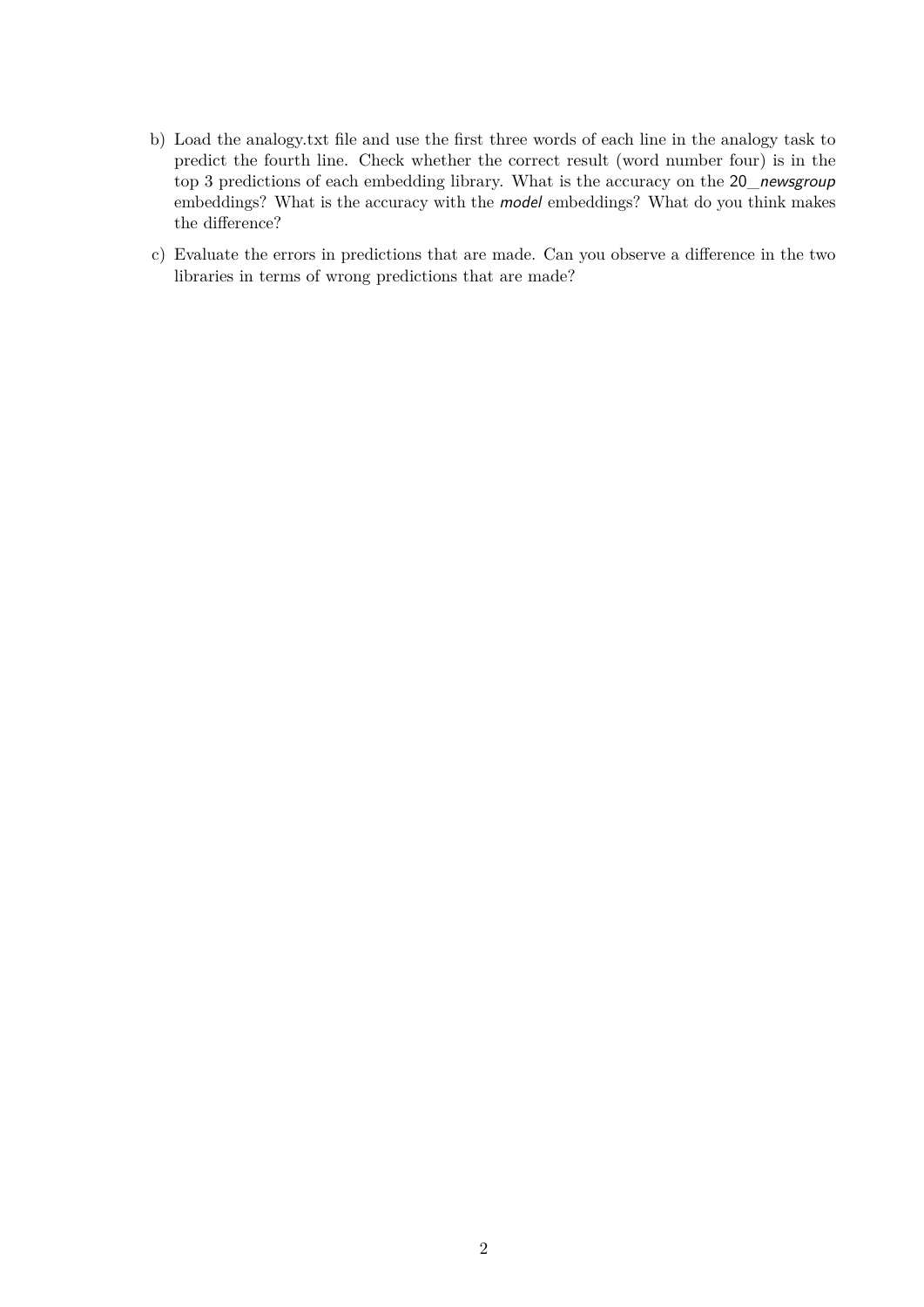b) Load the analogy.txt file and use the first three words of each line in the analogy task to predict the fourth line. Check whether the correct result (word number four) is in the top 3 predictions of each embedding library. What is the accuracy on the 20_*newsgroup* embeddings? What is the accuracy with the *model* embeddings? What do you think makes the difference?

c) Evaluate the errors in predictions that are made. Can you observe a difference in the two libraries in terms of wrong predictions that are made?